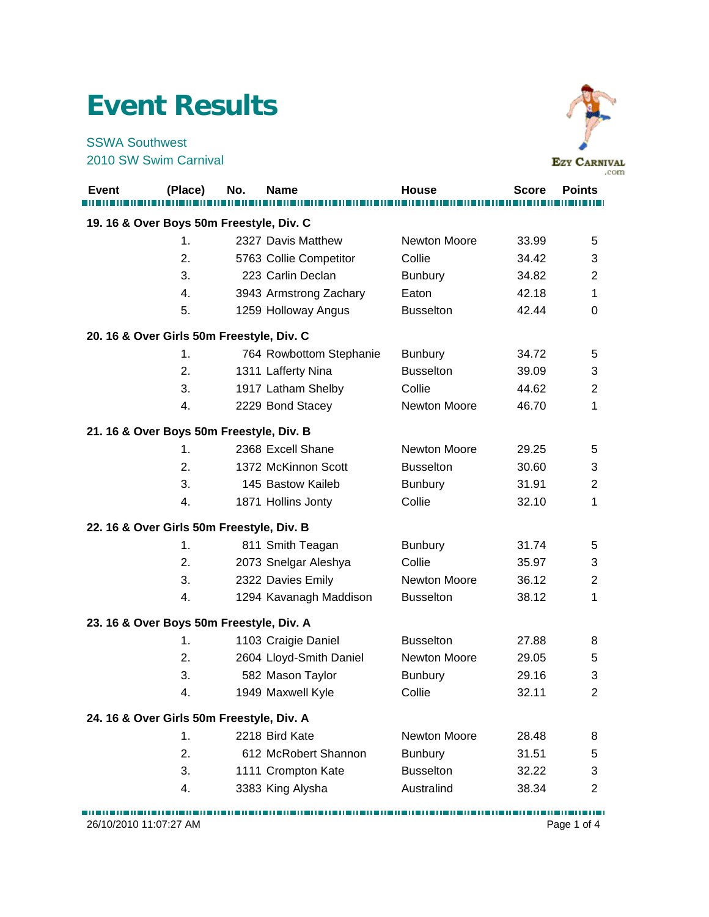# Event Results

SSWA Southwest
2010 SW Swim Carnival

| Event | (Place) | No. | Name | House | Score | Points |
|---|---|---|---|---|---|---|
| **19. 16 & Over Boys 50m Freestyle, Div. C** | | | | | | |
| | 1. | 2327 | Davis Matthew | Newton Moore | 33.99 | 5 |
| | 2. | 5763 | Collie Competitor | Collie | 34.42 | 3 |
| | 3. | 223 | Carlin Declan | Bunbury | 34.82 | 2 |
| | 4. | 3943 | Armstrong Zachary | Eaton | 42.18 | 1 |
| | 5. | 1259 | Holloway Angus | Busselton | 42.44 | 0 |
| **20. 16 & Over Girls 50m Freestyle, Div. C** | | | | | | |
| | 1. | 764 | Rowbottom Stephanie | Bunbury | 34.72 | 5 |
| | 2. | 1311 | Lafferty Nina | Busselton | 39.09 | 3 |
| | 3. | 1917 | Latham Shelby | Collie | 44.62 | 2 |
| | 4. | 2229 | Bond Stacey | Newton Moore | 46.70 | 1 |
| **21. 16 & Over Boys 50m Freestyle, Div. B** | | | | | | |
| | 1. | 2368 | Excell Shane | Newton Moore | 29.25 | 5 |
| | 2. | 1372 | McKinnon Scott | Busselton | 30.60 | 3 |
| | 3. | 145 | Bastow Kaileb | Bunbury | 31.91 | 2 |
| | 4. | 1871 | Hollins Jonty | Collie | 32.10 | 1 |
| **22. 16 & Over Girls 50m Freestyle, Div. B** | | | | | | |
| | 1. | 811 | Smith Teagan | Bunbury | 31.74 | 5 |
| | 2. | 2073 | Snelgar Aleshya | Collie | 35.97 | 3 |
| | 3. | 2322 | Davies Emily | Newton Moore | 36.12 | 2 |
| | 4. | 1294 | Kavanagh Maddison | Busselton | 38.12 | 1 |
| **23. 16 & Over Boys 50m Freestyle, Div. A** | | | | | | |
| | 1. | 1103 | Craigie Daniel | Busselton | 27.88 | 8 |
| | 2. | 2604 | Lloyd-Smith Daniel | Newton Moore | 29.05 | 5 |
| | 3. | 582 | Mason Taylor | Bunbury | 29.16 | 3 |
| | 4. | 1949 | Maxwell Kyle | Collie | 32.11 | 2 |
| **24. 16 & Over Girls 50m Freestyle, Div. A** | | | | | | |
| | 1. | 2218 | Bird Kate | Newton Moore | 28.48 | 8 |
| | 2. | 612 | McRobert Shannon | Bunbury | 31.51 | 5 |
| | 3. | 1111 | Crompton Kate | Busselton | 32.22 | 3 |
| | 4. | 3383 | King Alysha | Australind | 38.34 | 2 |

26/10/2010 11:07:27 AM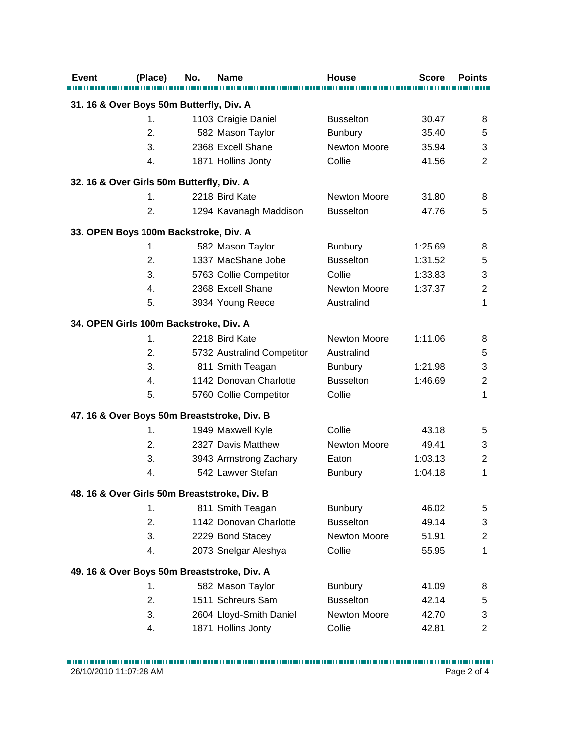| Event | (Place) | No. | Name | House | Score | Points |
|---|---|---|---|---|---|---|
| **31. 16 & Over Boys 50m Butterfly, Div. A** | | | | | | |
| | 1. | 1103 | Craigie Daniel | Busselton | 30.47 | 8 |
| | 2. | 582 | Mason Taylor | Bunbury | 35.40 | 5 |
| | 3. | 2368 | Excell Shane | Newton Moore | 35.94 | 3 |
| | 4. | 1871 | Hollins Jonty | Collie | 41.56 | 2 |
| **32. 16 & Over Girls 50m Butterfly, Div. A** | | | | | | |
| | 1. | 2218 | Bird Kate | Newton Moore | 31.80 | 8 |
| | 2. | 1294 | Kavanagh Maddison | Busselton | 47.76 | 5 |
| **33. OPEN Boys 100m Backstroke, Div. A** | | | | | | |
| | 1. | 582 | Mason Taylor | Bunbury | 1:25.69 | 8 |
| | 2. | 1337 | MacShane Jobe | Busselton | 1:31.52 | 5 |
| | 3. | 5763 | Collie Competitor | Collie | 1:33.83 | 3 |
| | 4. | 2368 | Excell Shane | Newton Moore | 1:37.37 | 2 |
| | 5. | 3934 | Young Reece | Australind | | 1 |
| **34. OPEN Girls 100m Backstroke, Div. A** | | | | | | |
| | 1. | 2218 | Bird Kate | Newton Moore | 1:11.06 | 8 |
| | 2. | 5732 | Australind Competitor | Australind | | 5 |
| | 3. | 811 | Smith Teagan | Bunbury | 1:21.98 | 3 |
| | 4. | 1142 | Donovan Charlotte | Busselton | 1:46.69 | 2 |
| | 5. | 5760 | Collie Competitor | Collie | | 1 |
| **47. 16 & Over Boys 50m Breaststroke, Div. B** | | | | | | |
| | 1. | 1949 | Maxwell Kyle | Collie | 43.18 | 5 |
| | 2. | 2327 | Davis Matthew | Newton Moore | 49.41 | 3 |
| | 3. | 3943 | Armstrong Zachary | Eaton | 1:03.13 | 2 |
| | 4. | 542 | Lawver Stefan | Bunbury | 1:04.18 | 1 |
| **48. 16 & Over Girls 50m Breaststroke, Div. B** | | | | | | |
| | 1. | 811 | Smith Teagan | Bunbury | 46.02 | 5 |
| | 2. | 1142 | Donovan Charlotte | Busselton | 49.14 | 3 |
| | 3. | 2229 | Bond Stacey | Newton Moore | 51.91 | 2 |
| | 4. | 2073 | Snelgar Aleshya | Collie | 55.95 | 1 |
| **49. 16 & Over Boys 50m Breaststroke, Div. A** | | | | | | |
| | 1. | 582 | Mason Taylor | Bunbury | 41.09 | 8 |
| | 2. | 1511 | Schreurs Sam | Busselton | 42.14 | 5 |
| | 3. | 2604 | Lloyd-Smith Daniel | Newton Moore | 42.70 | 3 |
| | 4. | 1871 | Hollins Jonty | Collie | 42.81 | 2 |

26/10/2010 11:07:28 AM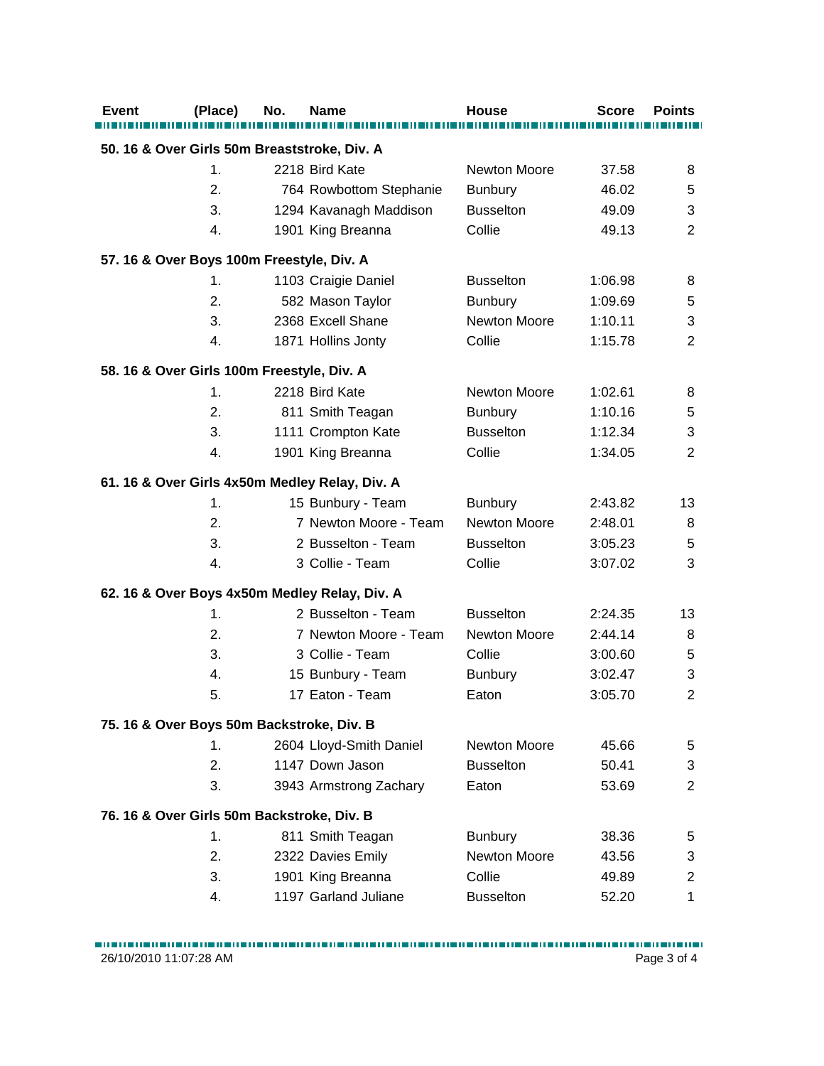| Event | (Place) | No. | Name | House | Score | Points |
|---|---|---|---|---|---|---|
| **50. 16 & Over Girls 50m Breaststroke, Div. A** | | | | | | |
| | 1. | 2218 | Bird Kate | Newton Moore | 37.58 | 8 |
| | 2. | 764 | Rowbottom Stephanie | Bunbury | 46.02 | 5 |
| | 3. | 1294 | Kavanagh Maddison | Busselton | 49.09 | 3 |
| | 4. | 1901 | King Breanna | Collie | 49.13 | 2 |
| **57. 16 & Over Boys 100m Freestyle, Div. A** | | | | | | |
| | 1. | 1103 | Craigie Daniel | Busselton | 1:06.98 | 8 |
| | 2. | 582 | Mason Taylor | Bunbury | 1:09.69 | 5 |
| | 3. | 2368 | Excell Shane | Newton Moore | 1:10.11 | 3 |
| | 4. | 1871 | Hollins Jonty | Collie | 1:15.78 | 2 |
| **58. 16 & Over Girls 100m Freestyle, Div. A** | | | | | | |
| | 1. | 2218 | Bird Kate | Newton Moore | 1:02.61 | 8 |
| | 2. | 811 | Smith Teagan | Bunbury | 1:10.16 | 5 |
| | 3. | 1111 | Crompton Kate | Busselton | 1:12.34 | 3 |
| | 4. | 1901 | King Breanna | Collie | 1:34.05 | 2 |
| **61. 16 & Over Girls 4x50m Medley Relay, Div. A** | | | | | | |
| | 1. | 15 | Bunbury - Team | Bunbury | 2:43.82 | 13 |
| | 2. | 7 | Newton Moore - Team | Newton Moore | 2:48.01 | 8 |
| | 3. | 2 | Busselton - Team | Busselton | 3:05.23 | 5 |
| | 4. | 3 | Collie - Team | Collie | 3:07.02 | 3 |
| **62. 16 & Over Boys 4x50m Medley Relay, Div. A** | | | | | | |
| | 1. | 2 | Busselton - Team | Busselton | 2:24.35 | 13 |
| | 2. | 7 | Newton Moore - Team | Newton Moore | 2:44.14 | 8 |
| | 3. | 3 | Collie - Team | Collie | 3:00.60 | 5 |
| | 4. | 15 | Bunbury - Team | Bunbury | 3:02.47 | 3 |
| | 5. | 17 | Eaton - Team | Eaton | 3:05.70 | 2 |
| **75. 16 & Over Boys 50m Backstroke, Div. B** | | | | | | |
| | 1. | 2604 | Lloyd-Smith Daniel | Newton Moore | 45.66 | 5 |
| | 2. | 1147 | Down Jason | Busselton | 50.41 | 3 |
| | 3. | 3943 | Armstrong Zachary | Eaton | 53.69 | 2 |
| **76. 16 & Over Girls 50m Backstroke, Div. B** | | | | | | |
| | 1. | 811 | Smith Teagan | Bunbury | 38.36 | 5 |
| | 2. | 2322 | Davies Emily | Newton Moore | 43.56 | 3 |
| | 3. | 1901 | King Breanna | Collie | 49.89 | 2 |
| | 4. | 1197 | Garland Juliane | Busselton | 52.20 | 1 |

26/10/2010 11:07:28 AM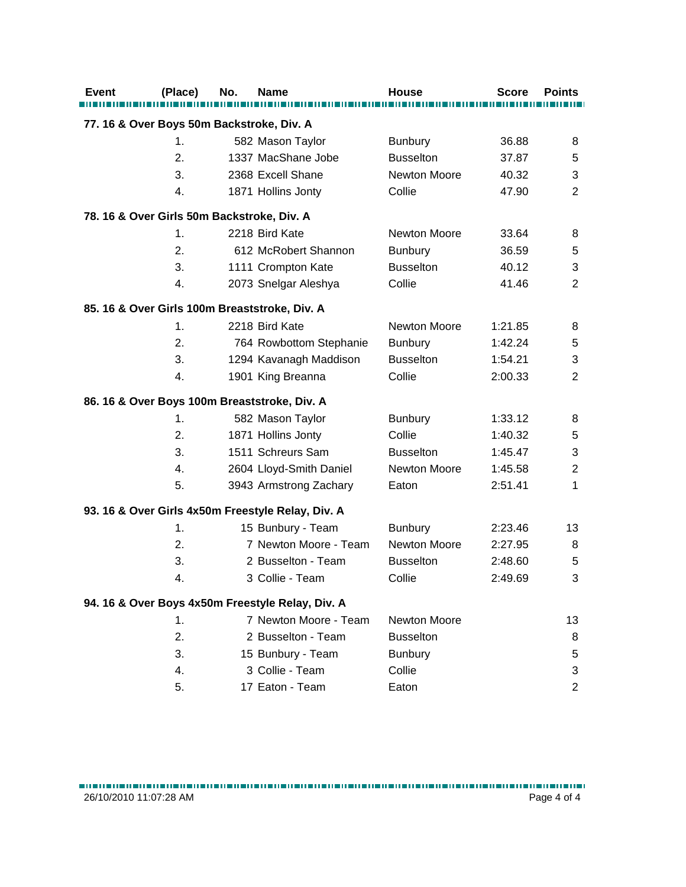| Event | (Place) | No. | Name | House | Score | Points |
|---|---|---|---|---|---|---|
| **77. 16 & Over Boys 50m Backstroke, Div. A** | | | | | | |
| | 1. | 582 | Mason Taylor | Bunbury | 36.88 | 8 |
| | 2. | 1337 | MacShane Jobe | Busselton | 37.87 | 5 |
| | 3. | 2368 | Excell Shane | Newton Moore | 40.32 | 3 |
| | 4. | 1871 | Hollins Jonty | Collie | 47.90 | 2 |
| **78. 16 & Over Girls 50m Backstroke, Div. A** | | | | | | |
| | 1. | 2218 | Bird Kate | Newton Moore | 33.64 | 8 |
| | 2. | 612 | McRobert Shannon | Bunbury | 36.59 | 5 |
| | 3. | 1111 | Crompton Kate | Busselton | 40.12 | 3 |
| | 4. | 2073 | Snelgar Aleshya | Collie | 41.46 | 2 |
| **85. 16 & Over Girls 100m Breaststroke, Div. A** | | | | | | |
| | 1. | 2218 | Bird Kate | Newton Moore | 1:21.85 | 8 |
| | 2. | 764 | Rowbottom Stephanie | Bunbury | 1:42.24 | 5 |
| | 3. | 1294 | Kavanagh Maddison | Busselton | 1:54.21 | 3 |
| | 4. | 1901 | King Breanna | Collie | 2:00.33 | 2 |
| **86. 16 & Over Boys 100m Breaststroke, Div. A** | | | | | | |
| | 1. | 582 | Mason Taylor | Bunbury | 1:33.12 | 8 |
| | 2. | 1871 | Hollins Jonty | Collie | 1:40.32 | 5 |
| | 3. | 1511 | Schreurs Sam | Busselton | 1:45.47 | 3 |
| | 4. | 2604 | Lloyd-Smith Daniel | Newton Moore | 1:45.58 | 2 |
| | 5. | 3943 | Armstrong Zachary | Eaton | 2:51.41 | 1 |
| **93. 16 & Over Girls 4x50m Freestyle Relay, Div. A** | | | | | | |
| | 1. | 15 | Bunbury - Team | Bunbury | 2:23.46 | 13 |
| | 2. | 7 | Newton Moore - Team | Newton Moore | 2:27.95 | 8 |
| | 3. | 2 | Busselton - Team | Busselton | 2:48.60 | 5 |
| | 4. | 3 | Collie - Team | Collie | 2:49.69 | 3 |
| **94. 16 & Over Boys 4x50m Freestyle Relay, Div. A** | | | | | | |
| | 1. | 7 | Newton Moore - Team | Newton Moore | | 13 |
| | 2. | 2 | Busselton - Team | Busselton | | 8 |
| | 3. | 15 | Bunbury - Team | Bunbury | | 5 |
| | 4. | 3 | Collie - Team | Collie | | 3 |
| | 5. | 17 | Eaton - Team | Eaton | | 2 |

26/10/2010 11:07:28 AM